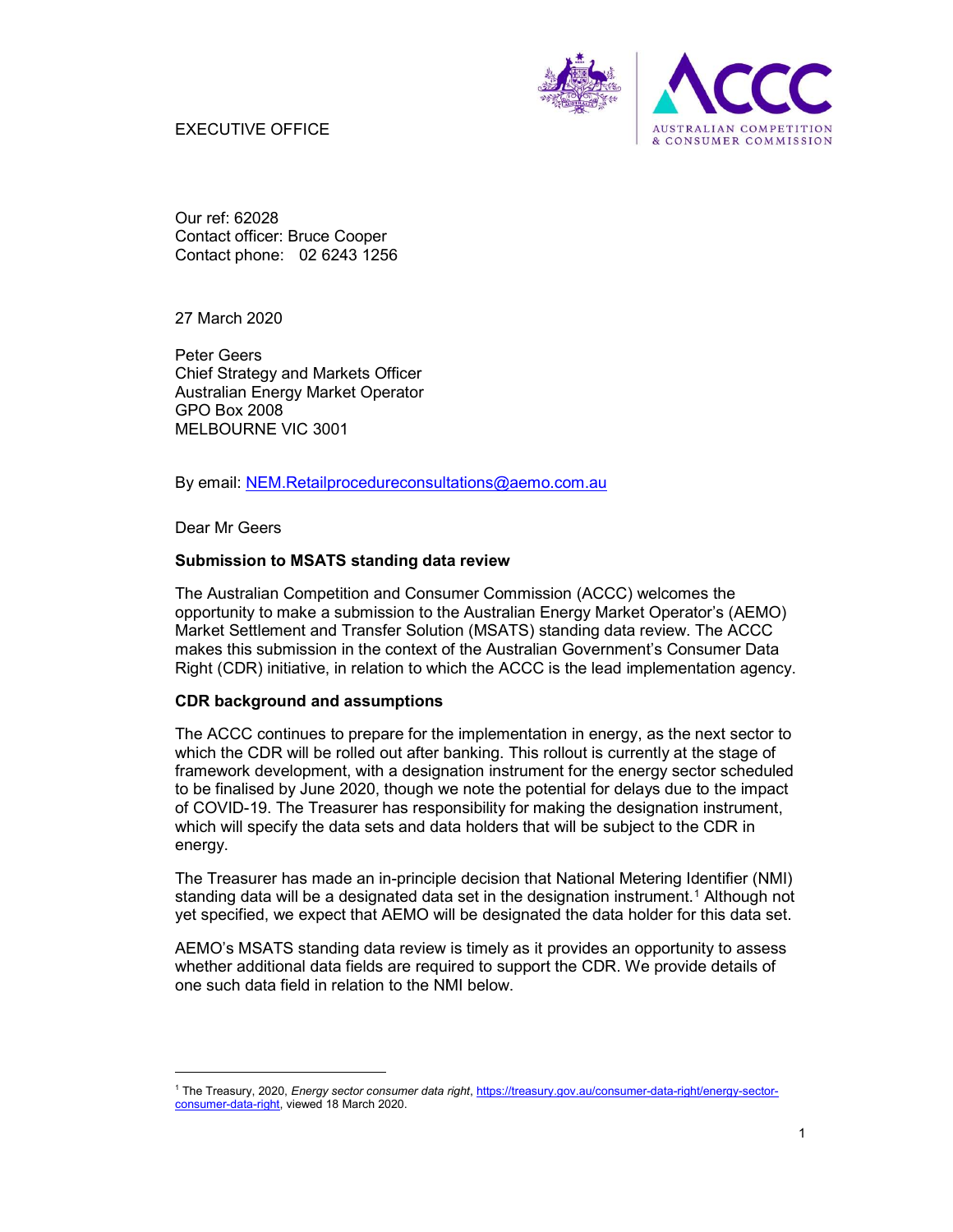EXECUTIVE OFFICE

Our ref: 62028
Contact officer: Bruce Cooper
Contact phone: 02 6243 1256

27 March 2020

Peter Geers
Chief Strategy and Markets Officer
Australian Energy Market Operator
GPO Box 2008
MELBOURNE VIC 3001

By email: NEM.Retailprocedureconsultations@aemo.com.au

Dear Mr Geers

**Submission to MSATS standing data review**

The Australian Competition and Consumer Commission (ACCC) welcomes the opportunity to make a submission to the Australian Energy Market Operator's (AEMO) Market Settlement and Transfer Solution (MSATS) standing data review. The ACCC makes this submission in the context of the Australian Government's Consumer Data Right (CDR) initiative, in relation to which the ACCC is the lead implementation agency.

**CDR background and assumptions**

The ACCC continues to prepare for the implementation in energy, as the next sector to which the CDR will be rolled out after banking. This rollout is currently at the stage of framework development, with a designation instrument for the energy sector scheduled to be finalised by June 2020, though we note the potential for delays due to the impact of COVID-19. The Treasurer has responsibility for making the designation instrument, which will specify the data sets and data holders that will be subject to the CDR in energy.

The Treasurer has made an in-principle decision that National Metering Identifier (NMI) standing data will be a designated data set in the designation instrument.[1] Although not yet specified, we expect that AEMO will be designated the data holder for this data set.

AEMO's MSATS standing data review is timely as it provides an opportunity to assess whether additional data fields are required to support the CDR. We provide details of one such data field in relation to the NMI below.

[1] The Treasury, 2020, *Energy sector consumer data right*, https://treasury.gov.au/consumer-data-right/energy-sector-consumer-data-right, viewed 18 March 2020.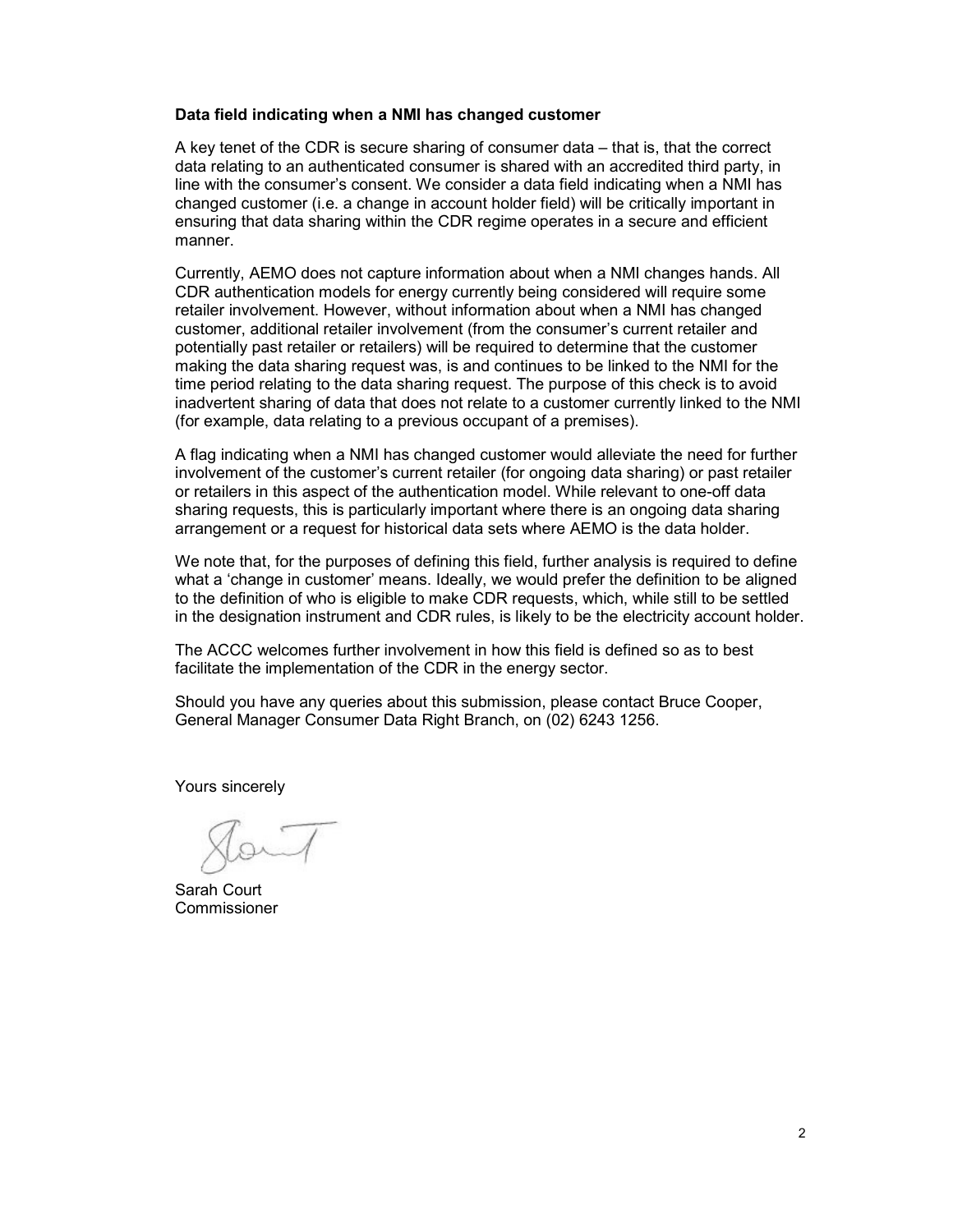**Data field indicating when a NMI has changed customer**

A key tenet of the CDR is secure sharing of consumer data – that is, that the correct data relating to an authenticated consumer is shared with an accredited third party, in line with the consumer's consent. We consider a data field indicating when a NMI has changed customer (i.e. a change in account holder field) will be critically important in ensuring that data sharing within the CDR regime operates in a secure and efficient manner.

Currently, AEMO does not capture information about when a NMI changes hands. All CDR authentication models for energy currently being considered will require some retailer involvement. However, without information about when a NMI has changed customer, additional retailer involvement (from the consumer's current retailer and potentially past retailer or retailers) will be required to determine that the customer making the data sharing request was, is and continues to be linked to the NMI for the time period relating to the data sharing request. The purpose of this check is to avoid inadvertent sharing of data that does not relate to a customer currently linked to the NMI (for example, data relating to a previous occupant of a premises).

A flag indicating when a NMI has changed customer would alleviate the need for further involvement of the customer's current retailer (for ongoing data sharing) or past retailer or retailers in this aspect of the authentication model. While relevant to one-off data sharing requests, this is particularly important where there is an ongoing data sharing arrangement or a request for historical data sets where AEMO is the data holder.

We note that, for the purposes of defining this field, further analysis is required to define what a 'change in customer' means. Ideally, we would prefer the definition to be aligned to the definition of who is eligible to make CDR requests, which, while still to be settled in the designation instrument and CDR rules, is likely to be the electricity account holder.

The ACCC welcomes further involvement in how this field is defined so as to best facilitate the implementation of the CDR in the energy sector.

Should you have any queries about this submission, please contact Bruce Cooper, General Manager Consumer Data Right Branch, on (02) 6243 1256.

Yours sincerely

Sarah Court
Commissioner